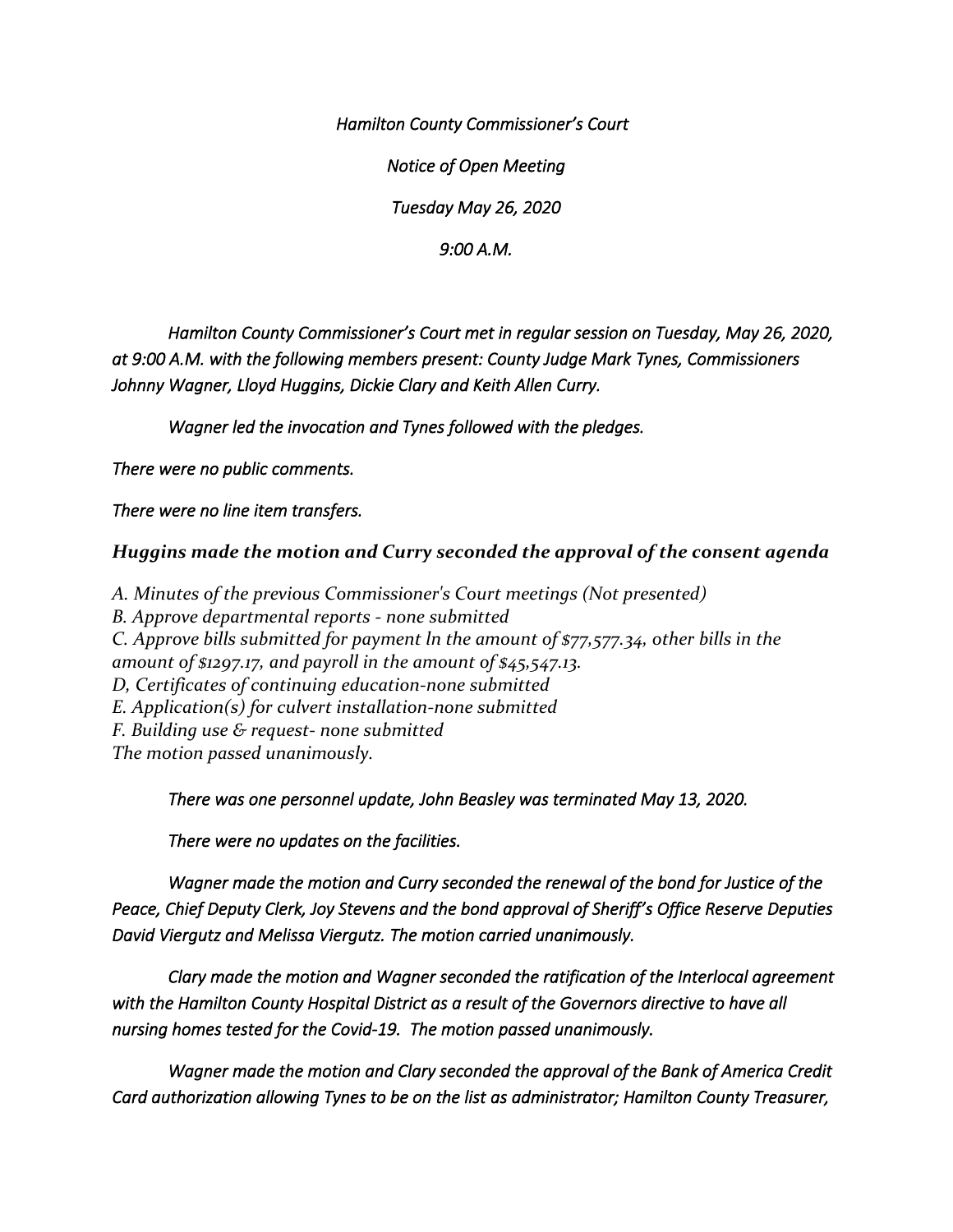*Hamilton County Commissioner's Court*

*Notice of Open Meeting*

*Tuesday May 26, 2020*

*9:00 A.M.*

*Hamilton County Commissioner's Court met in regular session on Tuesday, May 26, 2020, at 9:00 A.M. with the following members present: County Judge Mark Tynes, Commissioners Johnny Wagner, Lloyd Huggins, Dickie Clary and Keith Allen Curry.*

*Wagner led the invocation and Tynes followed with the pledges.*

*There were no public comments.*

*There were no line item transfers.*

***Huggins made the motion and Curry seconded the approval of the consent agenda***

*A. Minutes of the previous Commissioner's Court meetings (Not presented)*
*B. Approve departmental reports - none submitted*
*C. Approve bills submitted for payment ln the amount of $77,577.34, other bills in the amount of $1297.17, and payroll in the amount of $45,547.13.*
*D, Certificates of continuing education-none submitted*
*E. Application(s) for culvert installation-none submitted*
*F. Building use & request- none submitted*
*The motion passed unanimously.*

*There was one personnel update, John Beasley was terminated May 13, 2020.*

*There were no updates on the facilities.*

*Wagner made the motion and Curry seconded the renewal of the bond for Justice of the Peace, Chief Deputy Clerk, Joy Stevens and the bond approval of Sheriff's Office Reserve Deputies David Viergutz and Melissa Viergutz. The motion carried unanimously.*

*Clary made the motion and Wagner seconded the ratification of the Interlocal agreement with the Hamilton County Hospital District as a result of the Governors directive to have all nursing homes tested for the Covid-19. The motion passed unanimously.*

*Wagner made the motion and Clary seconded the approval of the Bank of America Credit Card authorization allowing Tynes to be on the list as administrator; Hamilton County Treasurer,*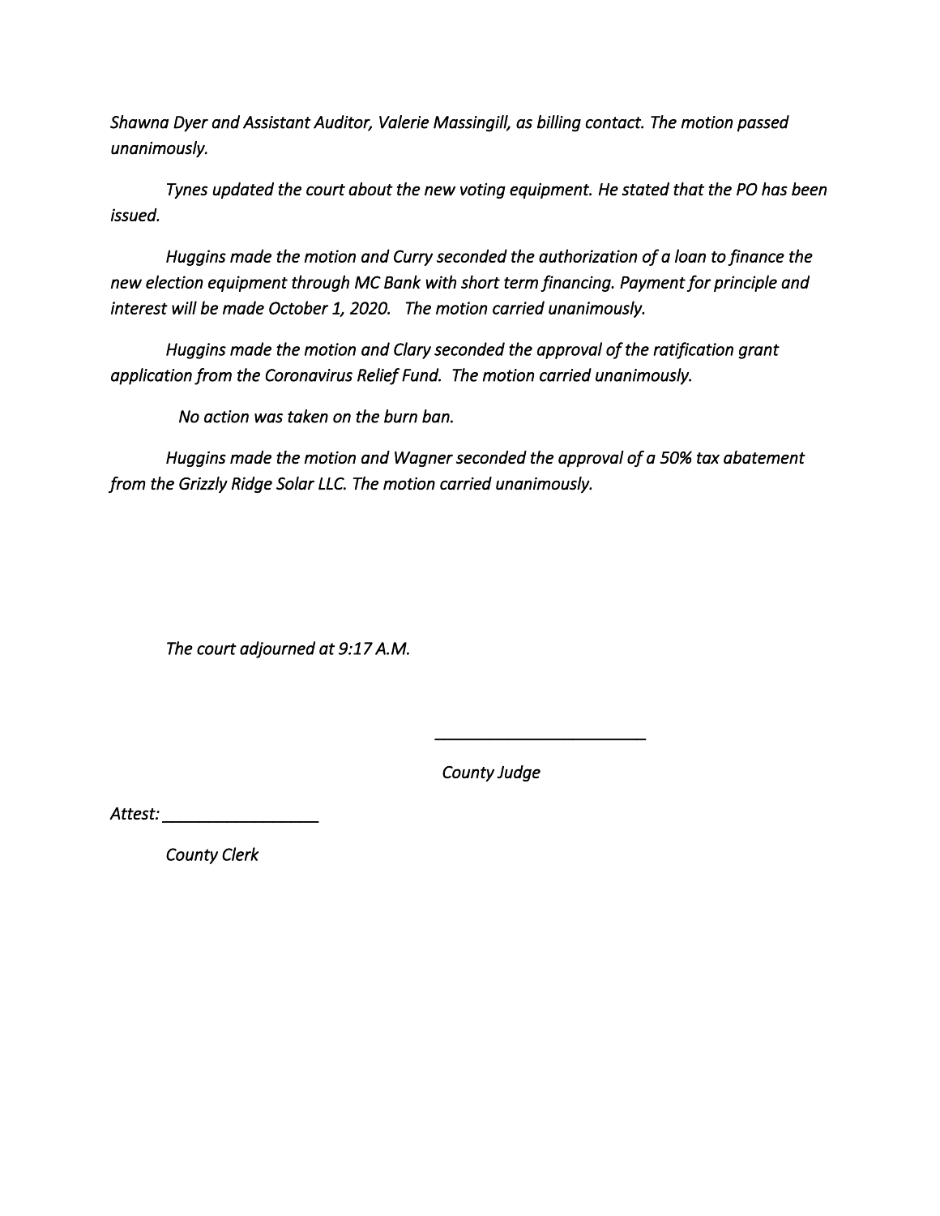*Shawna Dyer and Assistant Auditor, Valerie Massingill, as billing contact. The motion passed unanimously.*

*Tynes updated the court about the new voting equipment. He stated that the PO has been issued.*

*Huggins made the motion and Curry seconded the authorization of a loan to finance the new election equipment through MC Bank with short term financing. Payment for principle and interest will be made October 1, 2020. The motion carried unanimously.*

*Huggins made the motion and Clary seconded the approval of the ratification grant application from the Coronavirus Relief Fund. The motion carried unanimously.*

*No action was taken on the burn ban.*

*Huggins made the motion and Wagner seconded the approval of a 50% tax abatement from the Grizzly Ridge Solar LLC. The motion carried unanimously.*

*The court adjourned at 9:17 A.M.*

\_\_\_\_\_\_\_\_\_\_\_\_\_\_\_\_\_\_\_\_\_\_\_\_

*County Judge*

*Attest:* \_\_\_\_\_\_\_\_\_\_\_\_\_\_\_\_\_\_

*County Clerk*